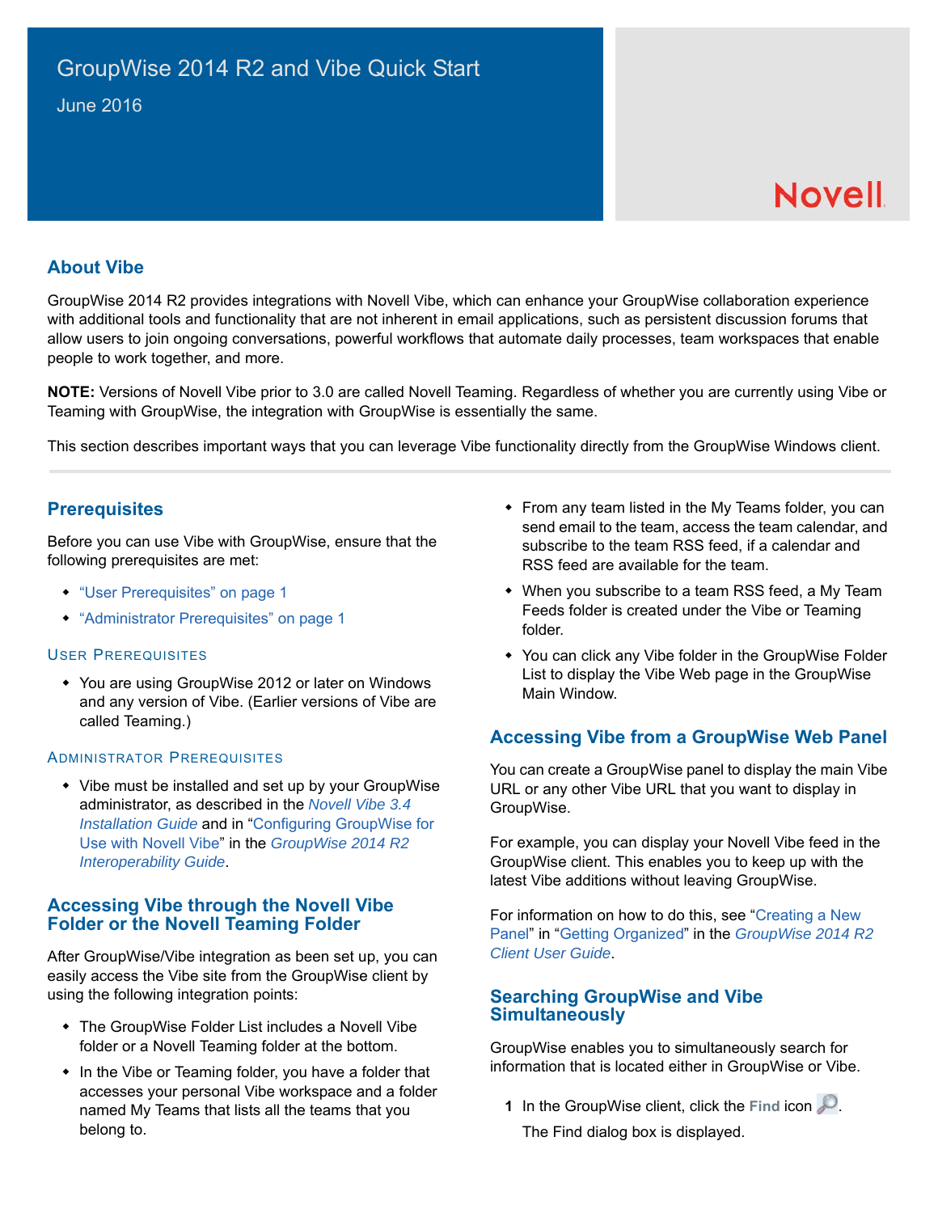# GroupWise 2014 R2 and Vibe Quick Start

June 2016

Novell

## About Vibe

GroupWise 2014 R2 provides integrations with Novell Vibe, which can enhance your GroupWise collaboration experience with additional tools and functionality that are not inherent in email applications, such as persistent discussion forums that allow users to join ongoing conversations, powerful workflows that automate daily processes, team workspaces that enable people to work together, and more.

**NOTE:** Versions of Novell Vibe prior to 3.0 are called Novell Teaming. Regardless of whether you are currently using Vibe or Teaming with GroupWise, the integration with GroupWise is essentially the same.

This section describes important ways that you can leverage Vibe functionality directly from the GroupWise Windows client.

## Prerequisites

Before you can use Vibe with GroupWise, ensure that the following prerequisites are met:

- "User Prerequisites" on page 1
- "Administrator Prerequisites" on page 1

### User Prerequisites

- You are using GroupWise 2012 or later on Windows and any version of Vibe. (Earlier versions of Vibe are called Teaming.)

### Administrator Prerequisites

- Vibe must be installed and set up by your GroupWise administrator, as described in the *Novell Vibe 3.4 Installation Guide* and in "Configuring GroupWise for Use with Novell Vibe" in the *GroupWise 2014 R2 Interoperability Guide*.

## Accessing Vibe through the Novell Vibe Folder or the Novell Teaming Folder

After GroupWise/Vibe integration as been set up, you can easily access the Vibe site from the GroupWise client by using the following integration points:

- The GroupWise Folder List includes a Novell Vibe folder or a Novell Teaming folder at the bottom.
- In the Vibe or Teaming folder, you have a folder that accesses your personal Vibe workspace and a folder named My Teams that lists all the teams that you belong to.
- From any team listed in the My Teams folder, you can send email to the team, access the team calendar, and subscribe to the team RSS feed, if a calendar and RSS feed are available for the team.
- When you subscribe to a team RSS feed, a My Team Feeds folder is created under the Vibe or Teaming folder.
- You can click any Vibe folder in the GroupWise Folder List to display the Vibe Web page in the GroupWise Main Window.

## Accessing Vibe from a GroupWise Web Panel

You can create a GroupWise panel to display the main Vibe URL or any other Vibe URL that you want to display in GroupWise.

For example, you can display your Novell Vibe feed in the GroupWise client. This enables you to keep up with the latest Vibe additions without leaving GroupWise.

For information on how to do this, see "Creating a New Panel" in "Getting Organized" in the *GroupWise 2014 R2 Client User Guide*.

## Searching GroupWise and Vibe Simultaneously

GroupWise enables you to simultaneously search for information that is located either in GroupWise or Vibe.

1. In the GroupWise client, click the **Find** icon.

   The Find dialog box is displayed.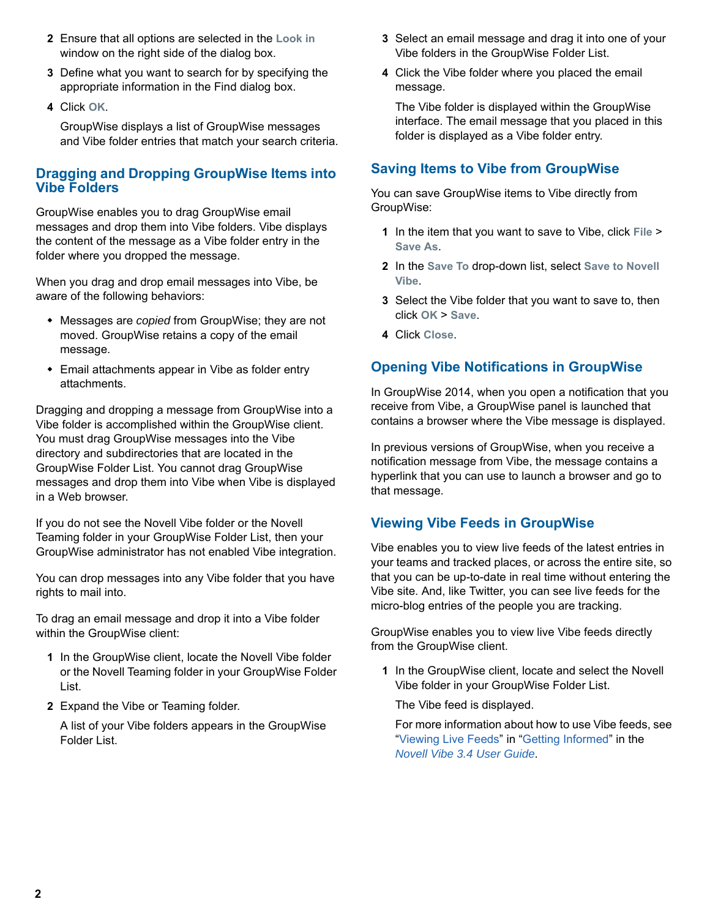2 Ensure that all options are selected in the **Look in** window on the right side of the dialog box.

3 Define what you want to search for by specifying the appropriate information in the Find dialog box.

4 Click **OK**.

GroupWise displays a list of GroupWise messages and Vibe folder entries that match your search criteria.

## Dragging and Dropping GroupWise Items into Vibe Folders

GroupWise enables you to drag GroupWise email messages and drop them into Vibe folders. Vibe displays the content of the message as a Vibe folder entry in the folder where you dropped the message.

When you drag and drop email messages into Vibe, be aware of the following behaviors:

- Messages are *copied* from GroupWise; they are not moved. GroupWise retains a copy of the email message.
- Email attachments appear in Vibe as folder entry attachments.

Dragging and dropping a message from GroupWise into a Vibe folder is accomplished within the GroupWise client. You must drag GroupWise messages into the Vibe directory and subdirectories that are located in the GroupWise Folder List. You cannot drag GroupWise messages and drop them into Vibe when Vibe is displayed in a Web browser.

If you do not see the Novell Vibe folder or the Novell Teaming folder in your GroupWise Folder List, then your GroupWise administrator has not enabled Vibe integration.

You can drop messages into any Vibe folder that you have rights to mail into.

To drag an email message and drop it into a Vibe folder within the GroupWise client:

1. In the GroupWise client, locate the Novell Vibe folder or the Novell Teaming folder in your GroupWise Folder List.
2. Expand the Vibe or Teaming folder.

   A list of your Vibe folders appears in the GroupWise Folder List.
3. Select an email message and drag it into one of your Vibe folders in the GroupWise Folder List.
4. Click the Vibe folder where you placed the email message.

   The Vibe folder is displayed within the GroupWise interface. The email message that you placed in this folder is displayed as a Vibe folder entry.

## Saving Items to Vibe from GroupWise

You can save GroupWise items to Vibe directly from GroupWise:

1. In the item that you want to save to Vibe, click **File** > **Save As**.
2. In the **Save To** drop-down list, select **Save to Novell Vibe**.
3. Select the Vibe folder that you want to save to, then click **OK** > **Save**.
4. Click **Close**.

## Opening Vibe Notifications in GroupWise

In GroupWise 2014, when you open a notification that you receive from Vibe, a GroupWise panel is launched that contains a browser where the Vibe message is displayed.

In previous versions of GroupWise, when you receive a notification message from Vibe, the message contains a hyperlink that you can use to launch a browser and go to that message.

## Viewing Vibe Feeds in GroupWise

Vibe enables you to view live feeds of the latest entries in your teams and tracked places, or across the entire site, so that you can be up-to-date in real time without entering the Vibe site. And, like Twitter, you can see live feeds for the micro-blog entries of the people you are tracking.

GroupWise enables you to view live Vibe feeds directly from the GroupWise client.

1. In the GroupWise client, locate and select the Novell Vibe folder in your GroupWise Folder List.

   The Vibe feed is displayed.

   For more information about how to use Vibe feeds, see "Viewing Live Feeds" in "Getting Informed" in the *Novell Vibe 3.4 User Guide*.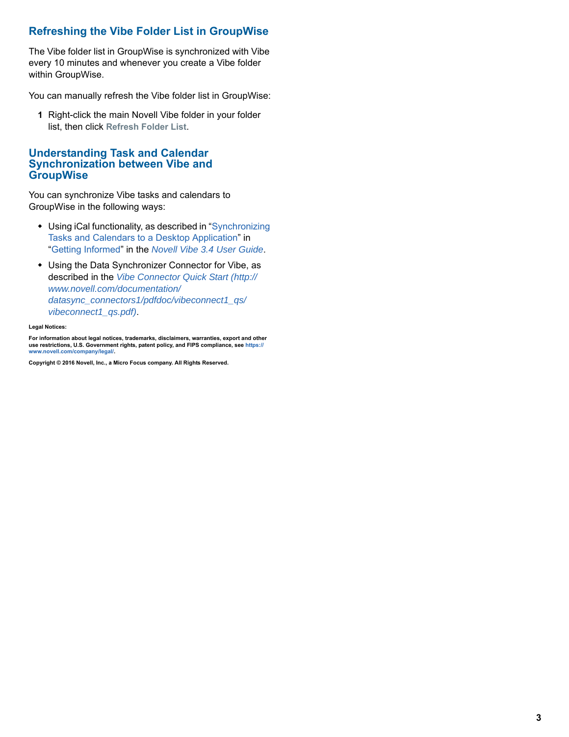## Refreshing the Vibe Folder List in GroupWise

The Vibe folder list in GroupWise is synchronized with Vibe every 10 minutes and whenever you create a Vibe folder within GroupWise.

You can manually refresh the Vibe folder list in GroupWise:

1. Right-click the main Novell Vibe folder in your folder list, then click **Refresh Folder List**.

## Understanding Task and Calendar Synchronization between Vibe and GroupWise

You can synchronize Vibe tasks and calendars to GroupWise in the following ways:

- Using iCal functionality, as described in "Synchronizing Tasks and Calendars to a Desktop Application" in "Getting Informed" in the *Novell Vibe 3.4 User Guide*.
- Using the Data Synchronizer Connector for Vibe, as described in the *Vibe Connector Quick Start (http://www.novell.com/documentation/datasync_connectors1/pdfdoc/vibeconnect1_qs/vibeconnect1_qs.pdf)*.

**Legal Notices:**

**For information about legal notices, trademarks, disclaimers, warranties, export and other use restrictions, U.S. Government rights, patent policy, and FIPS compliance, see https://www.novell.com/company/legal/.**

**Copyright © 2016 Novell, Inc., a Micro Focus company. All Rights Reserved.**